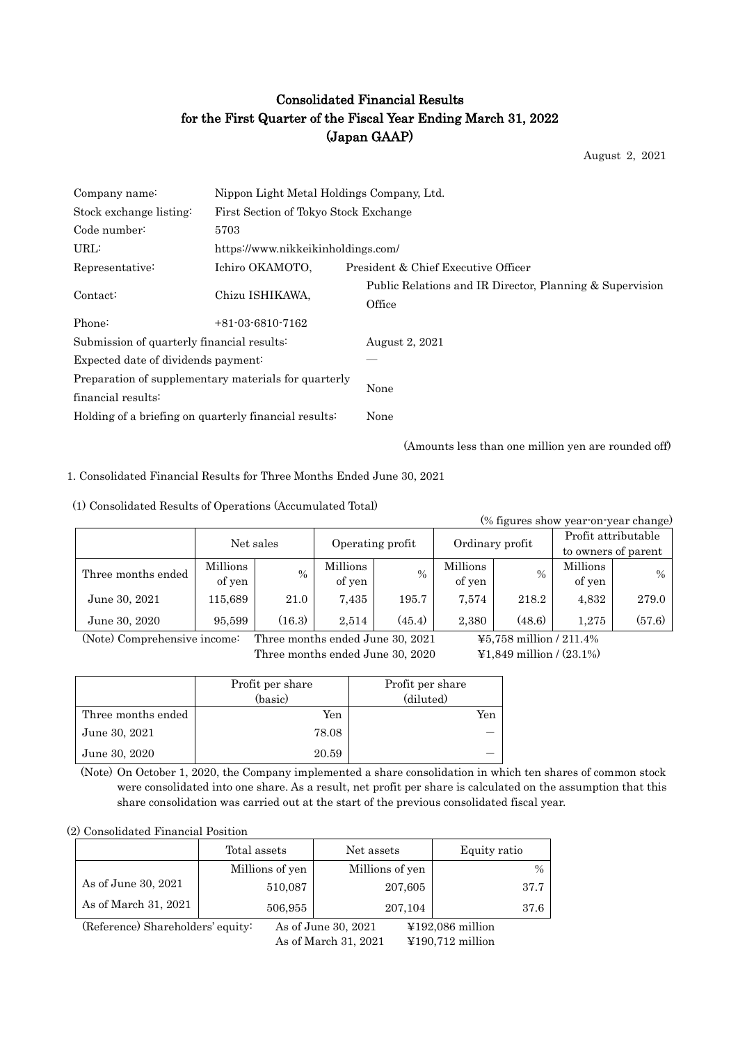# Consolidated Financial Results for the First Quarter of the Fiscal Year Ending March 31, 2022 (Japan GAAP)

August 2, 2021

| | | |
|---|---|---|
| Company name: | Nippon Light Metal Holdings Company, Ltd. | |
| Stock exchange listing: | First Section of Tokyo Stock Exchange | |
| Code number: | 5703 | |
| URL: | https://www.nikkeikinholdings.com/ | |
| Representative: | Ichiro OKAMOTO, | President & Chief Executive Officer |
| Contact: | Chizu ISHIKAWA, | Public Relations and IR Director, Planning & Supervision Office |
| Phone: | +81-03-6810-7162 | |

| | |
|---|---|
| Submission of quarterly financial results: | August 2, 2021 |
| Expected date of dividends payment: | — |
| Preparation of supplementary materials for quarterly financial results: | None |
| Holding of a briefing on quarterly financial results: | None |

(Amounts less than one million yen are rounded off)

1. Consolidated Financial Results for Three Months Ended June 30, 2021

(1) Consolidated Results of Operations (Accumulated Total)

(% figures show year-on-year change)

| | Net sales | | Operating profit | | Ordinary profit | | Profit attributable to owners of parent | |
|---|---|---|---|---|---|---|---|---|
| Three months ended | Millions of yen | % | Millions of yen | % | Millions of yen | % | Millions of yen | % |
| June 30, 2021 | 115,689 | 21.0 | 7,435 | 195.7 | 7,574 | 218.2 | 4,832 | 279.0 |
| June 30, 2020 | 95,599 | (16.3) | 2,514 | (45.4) | 2,380 | (48.6) | 1,275 | (57.6) |

(Note) Comprehensive income: Three months ended June 30, 2021 ¥5,758 million / 211.4%
Three months ended June 30, 2020 ¥1,849 million / (23.1%)

| | Profit per share (basic) | Profit per share (diluted) |
|---|---|---|
| Three months ended | Yen | Yen |
| June 30, 2021 | 78.08 | — |
| June 30, 2020 | 20.59 | — |

(Note) On October 1, 2020, the Company implemented a share consolidation in which ten shares of common stock were consolidated into one share. As a result, net profit per share is calculated on the assumption that this share consolidation was carried out at the start of the previous consolidated fiscal year.

(2) Consolidated Financial Position

| | Total assets | Net assets | Equity ratio |
|---|---|---|---|
| | Millions of yen | Millions of yen | % |
| As of June 30, 2021 | 510,087 | 207,605 | 37.7 |
| As of March 31, 2021 | 506,955 | 207,104 | 37.6 |

(Reference) Shareholders' equity: As of June 30, 2021 ¥192,086 million
As of March 31, 2021 ¥190,712 million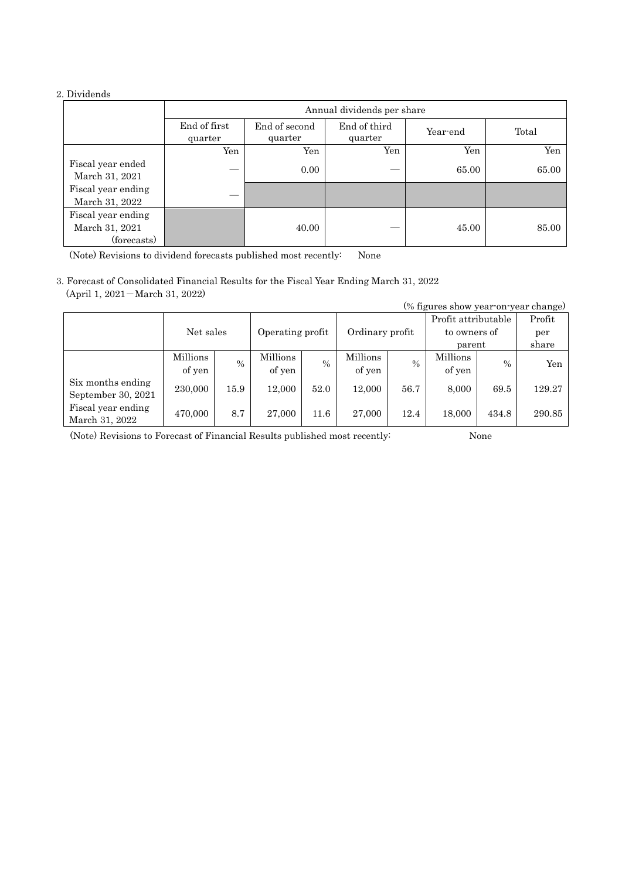2. Dividends

| | Annual dividends per share | | | | |
|---|---|---|---|---|---|
| | End of first quarter | End of second quarter | End of third quarter | Year-end | Total |
| | Yen | Yen | Yen | Yen | Yen |
| Fiscal year ended March 31, 2021 | — | 0.00 | — | 65.00 | 65.00 |
| Fiscal year ending March 31, 2022 | — | | | | |
| Fiscal year ending March 31, 2021 (forecasts) | | 40.00 | — | 45.00 | 85.00 |

(Note) Revisions to dividend forecasts published most recently: None

3. Forecast of Consolidated Financial Results for the Fiscal Year Ending March 31, 2022
(April 1, 2021－March 31, 2022)

(% figures show year-on-year change)

| | Net sales | | Operating profit | | Ordinary profit | | Profit attributable to owners of parent | | Profit per share |
|---|---|---|---|---|---|---|---|---|---|
| | Millions of yen | % | Millions of yen | % | Millions of yen | % | Millions of yen | % | Yen |
| Six months ending September 30, 2021 | 230,000 | 15.9 | 12,000 | 52.0 | 12,000 | 56.7 | 8,000 | 69.5 | 129.27 |
| Fiscal year ending March 31, 2022 | 470,000 | 8.7 | 27,000 | 11.6 | 27,000 | 12.4 | 18,000 | 434.8 | 290.85 |

(Note) Revisions to Forecast of Financial Results published most recently: None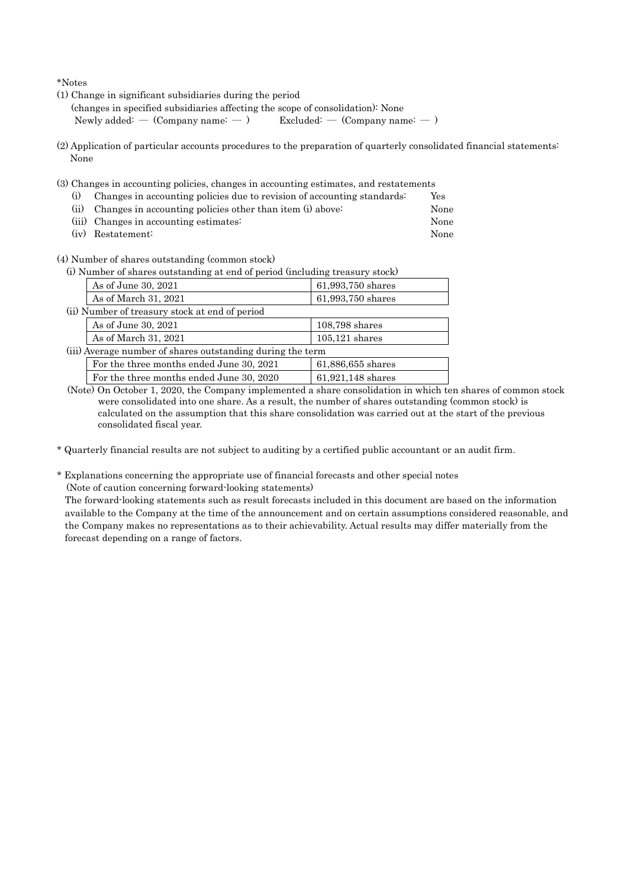*Notes

(1) Change in significant subsidiaries during the period
(changes in specified subsidiaries affecting the scope of consolidation): None
Newly added: — (Company name: — ) Excluded: — (Company name: — )

(2) Application of particular accounts procedures to the preparation of quarterly consolidated financial statements: None

(3) Changes in accounting policies, changes in accounting estimates, and restatements

| | | |
|---|---|---|
| (i) | Changes in accounting policies due to revision of accounting standards: | Yes |
| (ii) | Changes in accounting policies other than item (i) above: | None |
| (iii) | Changes in accounting estimates: | None |
| (iv) | Restatement: | None |

(4) Number of shares outstanding (common stock)

(i) Number of shares outstanding at end of period (including treasury stock)

| | |
|---|---|
| As of June 30, 2021 | 61,993,750 shares |
| As of March 31, 2021 | 61,993,750 shares |

(ii) Number of treasury stock at end of period

| | |
|---|---|
| As of June 30, 2021 | 108,798 shares |
| As of March 31, 2021 | 105,121 shares |

(iii) Average number of shares outstanding during the term

| | |
|---|---|
| For the three months ended June 30, 2021 | 61,886,655 shares |
| For the three months ended June 30, 2020 | 61,921,148 shares |

(Note) On October 1, 2020, the Company implemented a share consolidation in which ten shares of common stock were consolidated into one share. As a result, the number of shares outstanding (common stock) is calculated on the assumption that this share consolidation was carried out at the start of the previous consolidated fiscal year.

\* Quarterly financial results are not subject to auditing by a certified public accountant or an audit firm.

\* Explanations concerning the appropriate use of financial forecasts and other special notes
(Note of caution concerning forward-looking statements)
The forward-looking statements such as result forecasts included in this document are based on the information available to the Company at the time of the announcement and on certain assumptions considered reasonable, and the Company makes no representations as to their achievability. Actual results may differ materially from the forecast depending on a range of factors.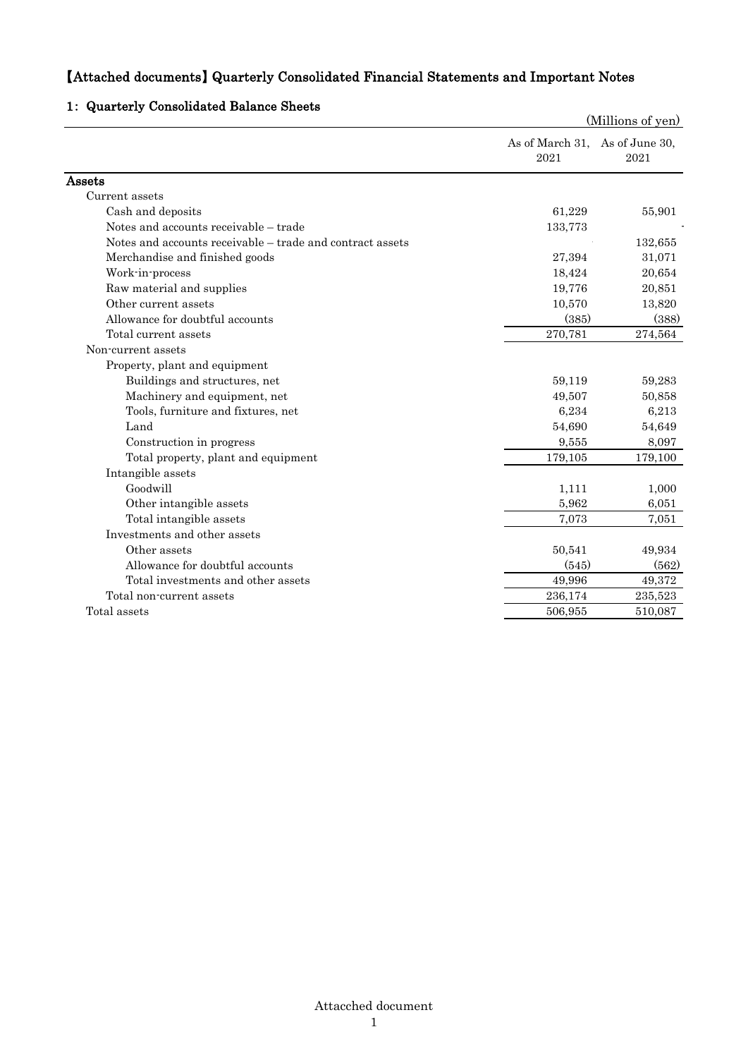# 【Attached documents】Quarterly Consolidated Financial Statements and Important Notes

## 1: Quarterly Consolidated Balance Sheets

(Millions of yen)

| | As of March 31, 2021 | As of June 30, 2021 |
|---|---|---|
| **Assets** | | |
| Current assets | | |
| Cash and deposits | 61,229 | 55,901 |
| Notes and accounts receivable – trade | 133,773 | - |
| Notes and accounts receivable – trade and contract assets | | 132,655 |
| Merchandise and finished goods | 27,394 | 31,071 |
| Work-in-process | 18,424 | 20,654 |
| Raw material and supplies | 19,776 | 20,851 |
| Other current assets | 10,570 | 13,820 |
| Allowance for doubtful accounts | (385) | (388) |
| Total current assets | 270,781 | 274,564 |
| Non-current assets | | |
| Property, plant and equipment | | |
| Buildings and structures, net | 59,119 | 59,283 |
| Machinery and equipment, net | 49,507 | 50,858 |
| Tools, furniture and fixtures, net | 6,234 | 6,213 |
| Land | 54,690 | 54,649 |
| Construction in progress | 9,555 | 8,097 |
| Total property, plant and equipment | 179,105 | 179,100 |
| Intangible assets | | |
| Goodwill | 1,111 | 1,000 |
| Other intangible assets | 5,962 | 6,051 |
| Total intangible assets | 7,073 | 7,051 |
| Investments and other assets | | |
| Other assets | 50,541 | 49,934 |
| Allowance for doubtful accounts | (545) | (562) |
| Total investments and other assets | 49,996 | 49,372 |
| Total non-current assets | 236,174 | 235,523 |
| Total assets | 506,955 | 510,087 |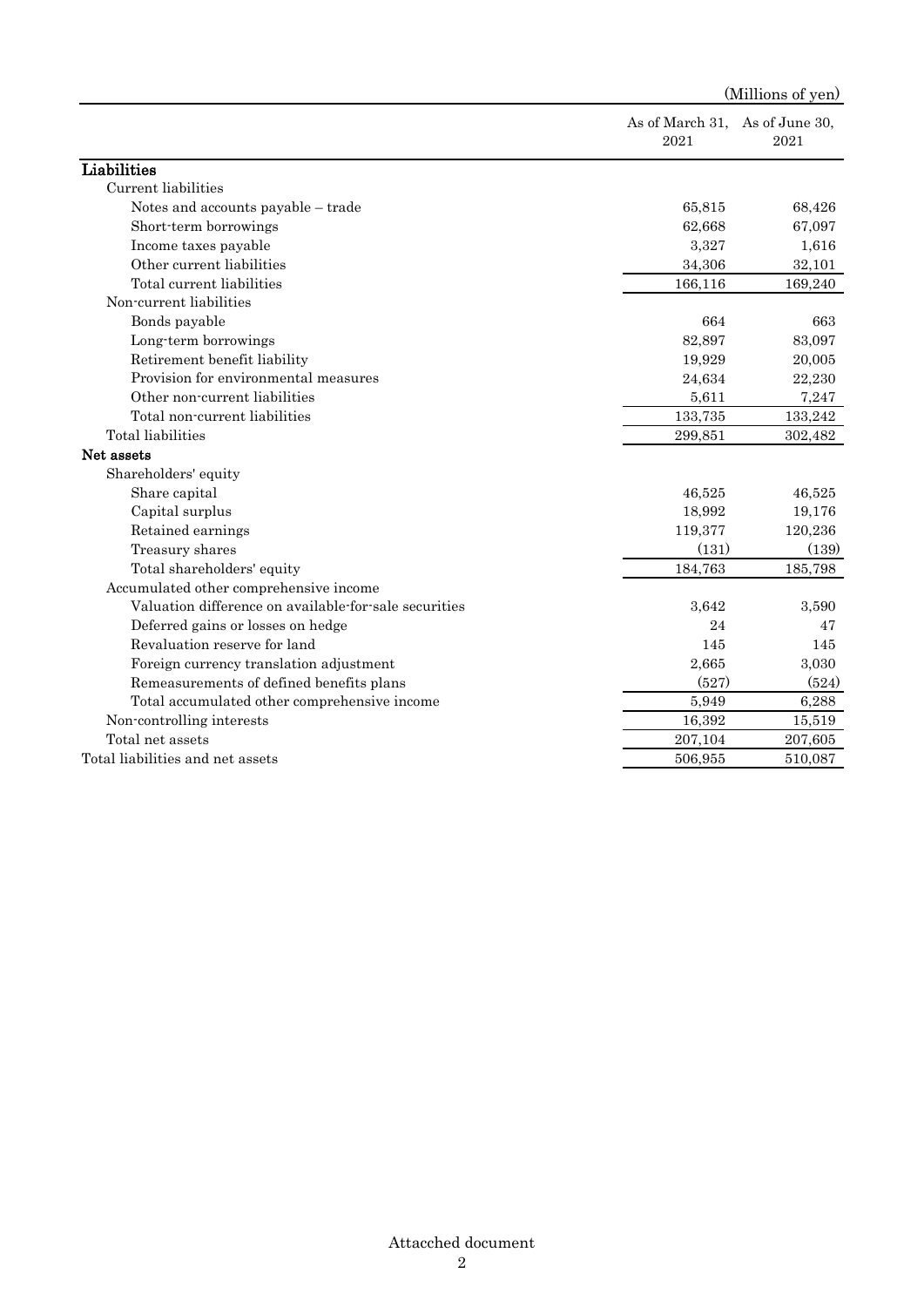(Millions of yen)

| | As of March 31, 2021 | As of June 30, 2021 |
|---|---|---|
| **Liabilities** | | |
| Current liabilities | | |
| Notes and accounts payable – trade | 65,815 | 68,426 |
| Short-term borrowings | 62,668 | 67,097 |
| Income taxes payable | 3,327 | 1,616 |
| Other current liabilities | 34,306 | 32,101 |
| Total current liabilities | 166,116 | 169,240 |
| Non-current liabilities | | |
| Bonds payable | 664 | 663 |
| Long-term borrowings | 82,897 | 83,097 |
| Retirement benefit liability | 19,929 | 20,005 |
| Provision for environmental measures | 24,634 | 22,230 |
| Other non-current liabilities | 5,611 | 7,247 |
| Total non-current liabilities | 133,735 | 133,242 |
| Total liabilities | 299,851 | 302,482 |
| **Net assets** | | |
| Shareholders' equity | | |
| Share capital | 46,525 | 46,525 |
| Capital surplus | 18,992 | 19,176 |
| Retained earnings | 119,377 | 120,236 |
| Treasury shares | (131) | (139) |
| Total shareholders' equity | 184,763 | 185,798 |
| Accumulated other comprehensive income | | |
| Valuation difference on available-for-sale securities | 3,642 | 3,590 |
| Deferred gains or losses on hedge | 24 | 47 |
| Revaluation reserve for land | 145 | 145 |
| Foreign currency translation adjustment | 2,665 | 3,030 |
| Remeasurements of defined benefits plans | (527) | (524) |
| Total accumulated other comprehensive income | 5,949 | 6,288 |
| Non-controlling interests | 16,392 | 15,519 |
| Total net assets | 207,104 | 207,605 |
| Total liabilities and net assets | 506,955 | 510,087 |

Attacched document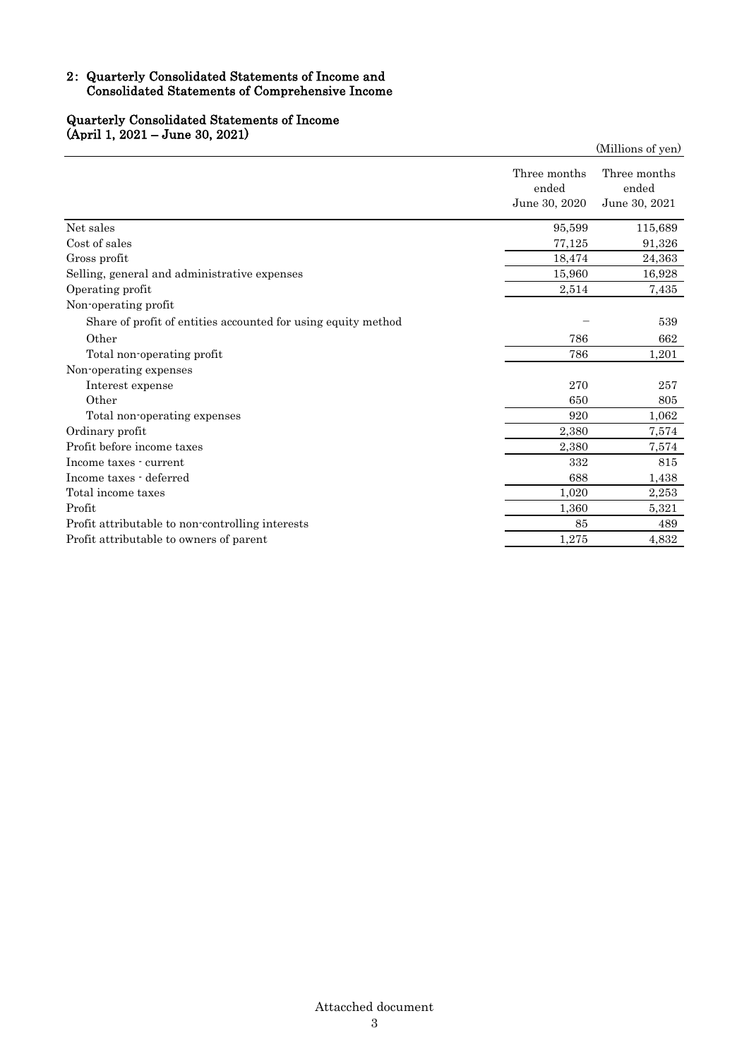## 2: Quarterly Consolidated Statements of Income and Consolidated Statements of Comprehensive Income

### Quarterly Consolidated Statements of Income (April 1, 2021 – June 30, 2021)

(Millions of yen)

| | Three months ended June 30, 2020 | Three months ended June 30, 2021 |
|---|---|---|
| Net sales | 95,599 | 115,689 |
| Cost of sales | 77,125 | 91,326 |
| Gross profit | 18,474 | 24,363 |
| Selling, general and administrative expenses | 15,960 | 16,928 |
| Operating profit | 2,514 | 7,435 |
| Non-operating profit | | |
| Share of profit of entities accounted for using equity method | – | 539 |
| Other | 786 | 662 |
| Total non-operating profit | 786 | 1,201 |
| Non-operating expenses | | |
| Interest expense | 270 | 257 |
| Other | 650 | 805 |
| Total non-operating expenses | 920 | 1,062 |
| Ordinary profit | 2,380 | 7,574 |
| Profit before income taxes | 2,380 | 7,574 |
| Income taxes - current | 332 | 815 |
| Income taxes - deferred | 688 | 1,438 |
| Total income taxes | 1,020 | 2,253 |
| Profit | 1,360 | 5,321 |
| Profit attributable to non-controlling interests | 85 | 489 |
| Profit attributable to owners of parent | 1,275 | 4,832 |

Attacched document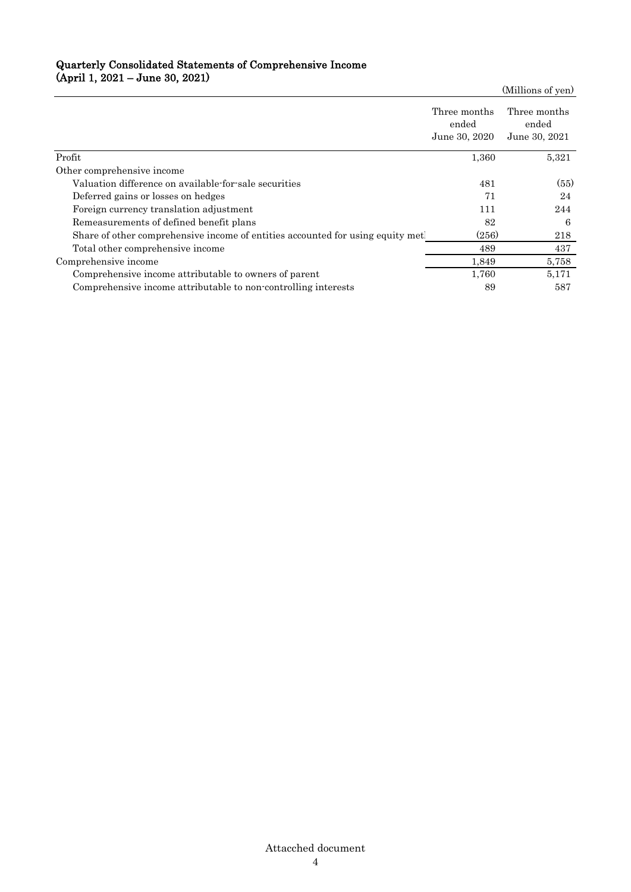## Quarterly Consolidated Statements of Comprehensive Income
## (April 1, 2021 – June 30, 2021)

(Millions of yen)

| | Three months ended June 30, 2020 | Three months ended June 30, 2021 |
|---|---|---|
| Profit | 1,360 | 5,321 |
| Other comprehensive income | | |
| Valuation difference on available-for-sale securities | 481 | (55) |
| Deferred gains or losses on hedges | 71 | 24 |
| Foreign currency translation adjustment | 111 | 244 |
| Remeasurements of defined benefit plans | 82 | 6 |
| Share of other comprehensive income of entities accounted for using equity met | (256) | 218 |
| Total other comprehensive income | 489 | 437 |
| Comprehensive income | 1,849 | 5,758 |
| Comprehensive income attributable to owners of parent | 1,760 | 5,171 |
| Comprehensive income attributable to non-controlling interests | 89 | 587 |

Attacched document